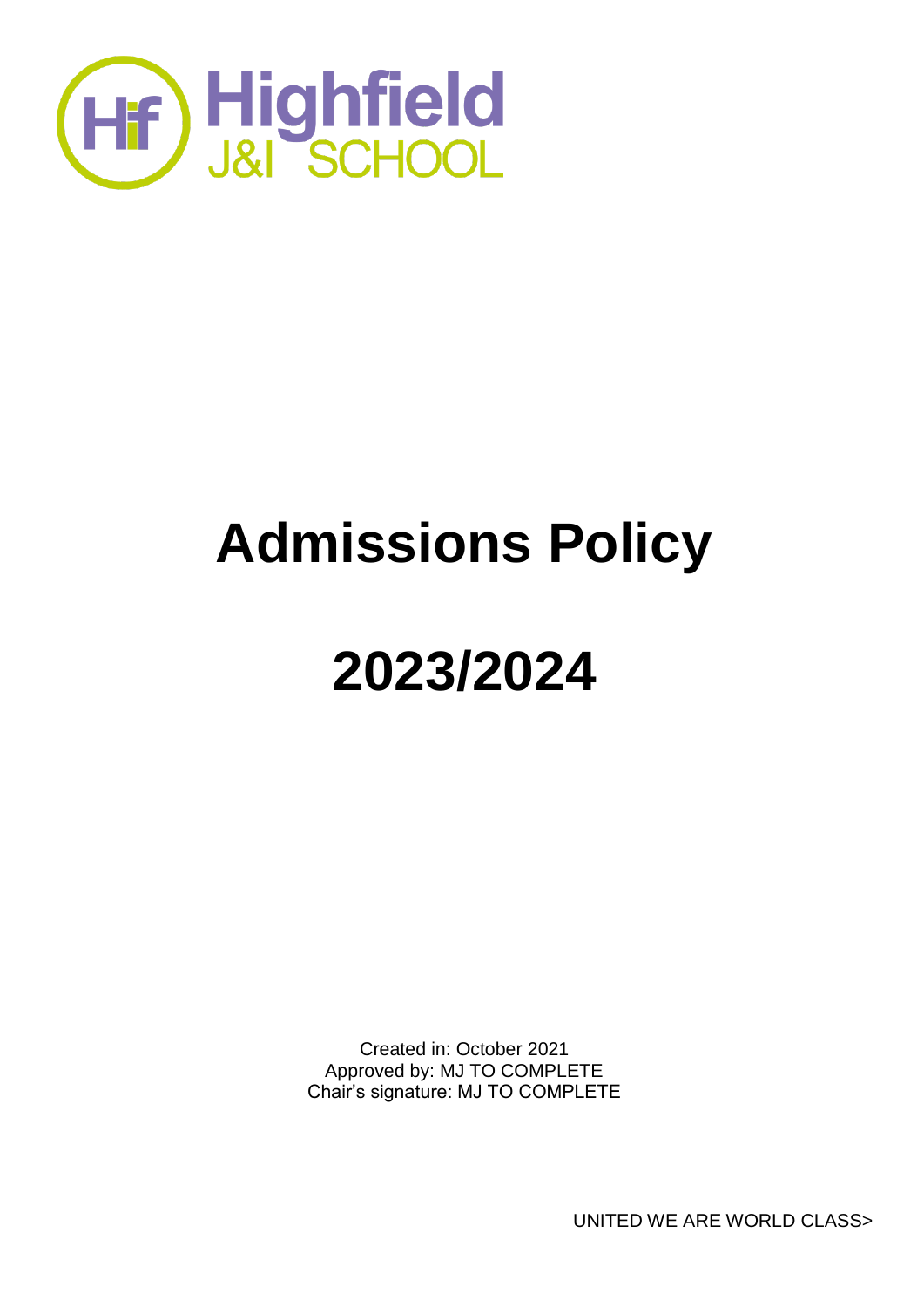Highfield J&I SCHOOL

# Admissions Policy

# 2023/2024

Created in: October 2021
Approved by: MJ TO COMPLETE
Chair's signature: MJ TO COMPLETE

UNITED WE ARE WORLD CLASS>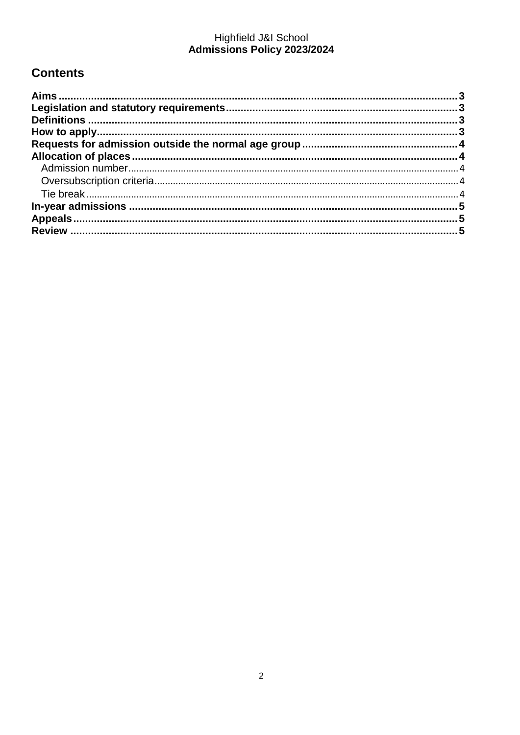# Contents

- **Aims** ........ 3
- **Legislation and statutory requirements** ........ 3
- **Definitions** ........ 3
- **How to apply** ........ 3
- **Requests for admission outside the normal age group** ........ 4
- **Allocation of places** ........ 4
  - Admission number ........ 4
  - Oversubscription criteria ........ 4
  - Tie break ........ 4
- **In-year admissions** ........ 5
- **Appeals** ........ 5
- **Review** ........ 5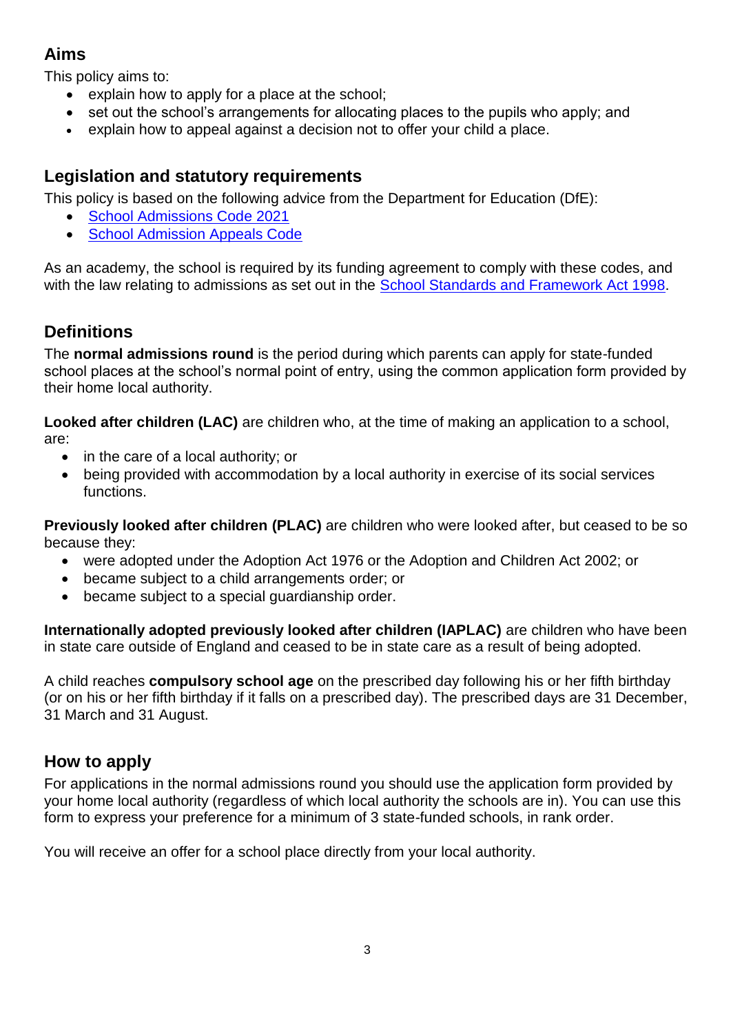## Aims

This policy aims to:

- explain how to apply for a place at the school;
- set out the school's arrangements for allocating places to the pupils who apply; and
- explain how to appeal against a decision not to offer your child a place.

## Legislation and statutory requirements

This policy is based on the following advice from the Department for Education (DfE):

- School Admissions Code 2021
- School Admission Appeals Code

As an academy, the school is required by its funding agreement to comply with these codes, and with the law relating to admissions as set out in the School Standards and Framework Act 1998.

## Definitions

The **normal admissions round** is the period during which parents can apply for state-funded school places at the school's normal point of entry, using the common application form provided by their home local authority.

**Looked after children (LAC)** are children who, at the time of making an application to a school, are:

- in the care of a local authority; or
- being provided with accommodation by a local authority in exercise of its social services functions.

**Previously looked after children (PLAC)** are children who were looked after, but ceased to be so because they:

- were adopted under the Adoption Act 1976 or the Adoption and Children Act 2002; or
- became subject to a child arrangements order; or
- became subject to a special guardianship order.

**Internationally adopted previously looked after children (IAPLAC)** are children who have been in state care outside of England and ceased to be in state care as a result of being adopted.

A child reaches **compulsory school age** on the prescribed day following his or her fifth birthday (or on his or her fifth birthday if it falls on a prescribed day). The prescribed days are 31 December, 31 March and 31 August.

## How to apply

For applications in the normal admissions round you should use the application form provided by your home local authority (regardless of which local authority the schools are in). You can use this form to express your preference for a minimum of 3 state-funded schools, in rank order.

You will receive an offer for a school place directly from your local authority.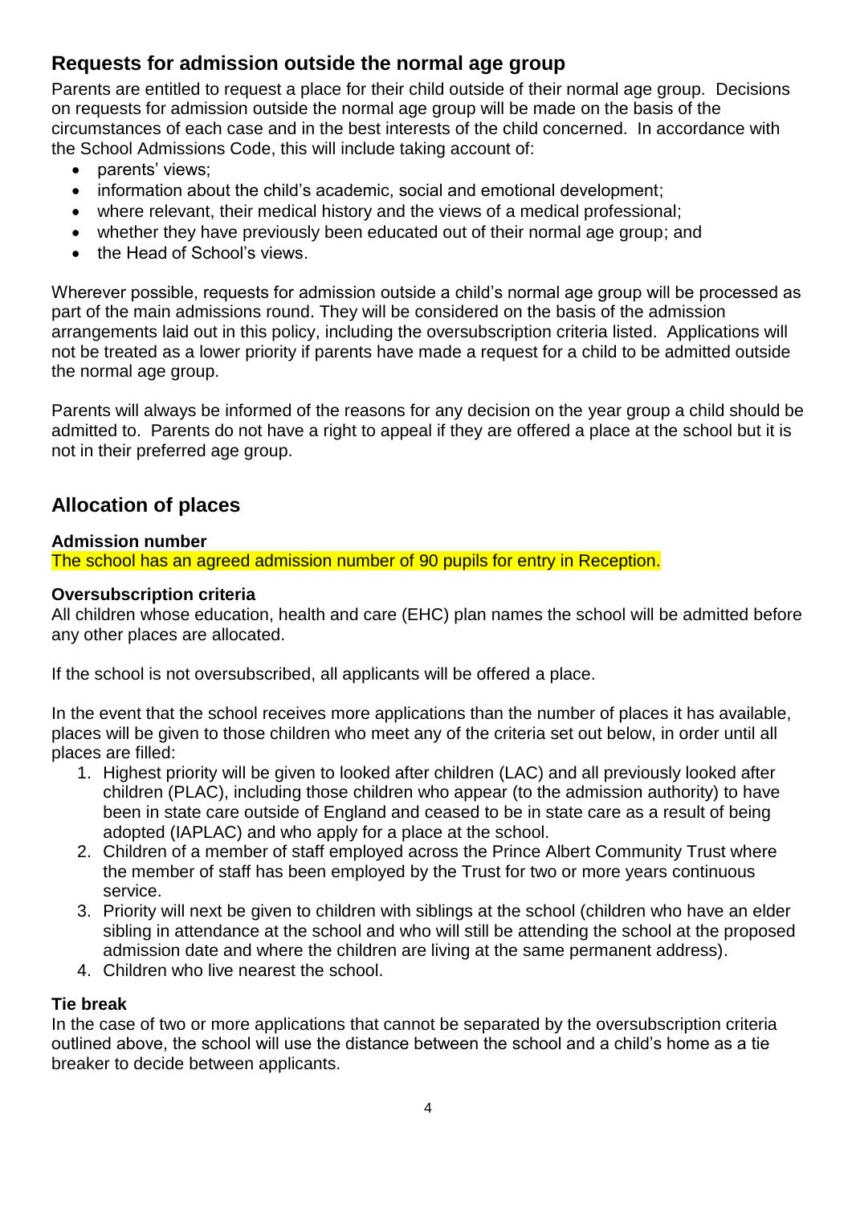## Requests for admission outside the normal age group

Parents are entitled to request a place for their child outside of their normal age group. Decisions on requests for admission outside the normal age group will be made on the basis of the circumstances of each case and in the best interests of the child concerned. In accordance with the School Admissions Code, this will include taking account of:

- parents' views;
- information about the child's academic, social and emotional development;
- where relevant, their medical history and the views of a medical professional;
- whether they have previously been educated out of their normal age group; and
- the Head of School's views.

Wherever possible, requests for admission outside a child's normal age group will be processed as part of the main admissions round. They will be considered on the basis of the admission arrangements laid out in this policy, including the oversubscription criteria listed. Applications will not be treated as a lower priority if parents have made a request for a child to be admitted outside the normal age group.

Parents will always be informed of the reasons for any decision on the year group a child should be admitted to. Parents do not have a right to appeal if they are offered a place at the school but it is not in their preferred age group.

## Allocation of places

### Admission number

The school has an agreed admission number of 90 pupils for entry in Reception.

### Oversubscription criteria

All children whose education, health and care (EHC) plan names the school will be admitted before any other places are allocated.

If the school is not oversubscribed, all applicants will be offered a place.

In the event that the school receives more applications than the number of places it has available, places will be given to those children who meet any of the criteria set out below, in order until all places are filled:

1. Highest priority will be given to looked after children (LAC) and all previously looked after children (PLAC), including those children who appear (to the admission authority) to have been in state care outside of England and ceased to be in state care as a result of being adopted (IAPLAC) and who apply for a place at the school.
2. Children of a member of staff employed across the Prince Albert Community Trust where the member of staff has been employed by the Trust for two or more years continuous service.
3. Priority will next be given to children with siblings at the school (children who have an elder sibling in attendance at the school and who will still be attending the school at the proposed admission date and where the children are living at the same permanent address).
4. Children who live nearest the school.

### Tie break

In the case of two or more applications that cannot be separated by the oversubscription criteria outlined above, the school will use the distance between the school and a child's home as a tie breaker to decide between applicants.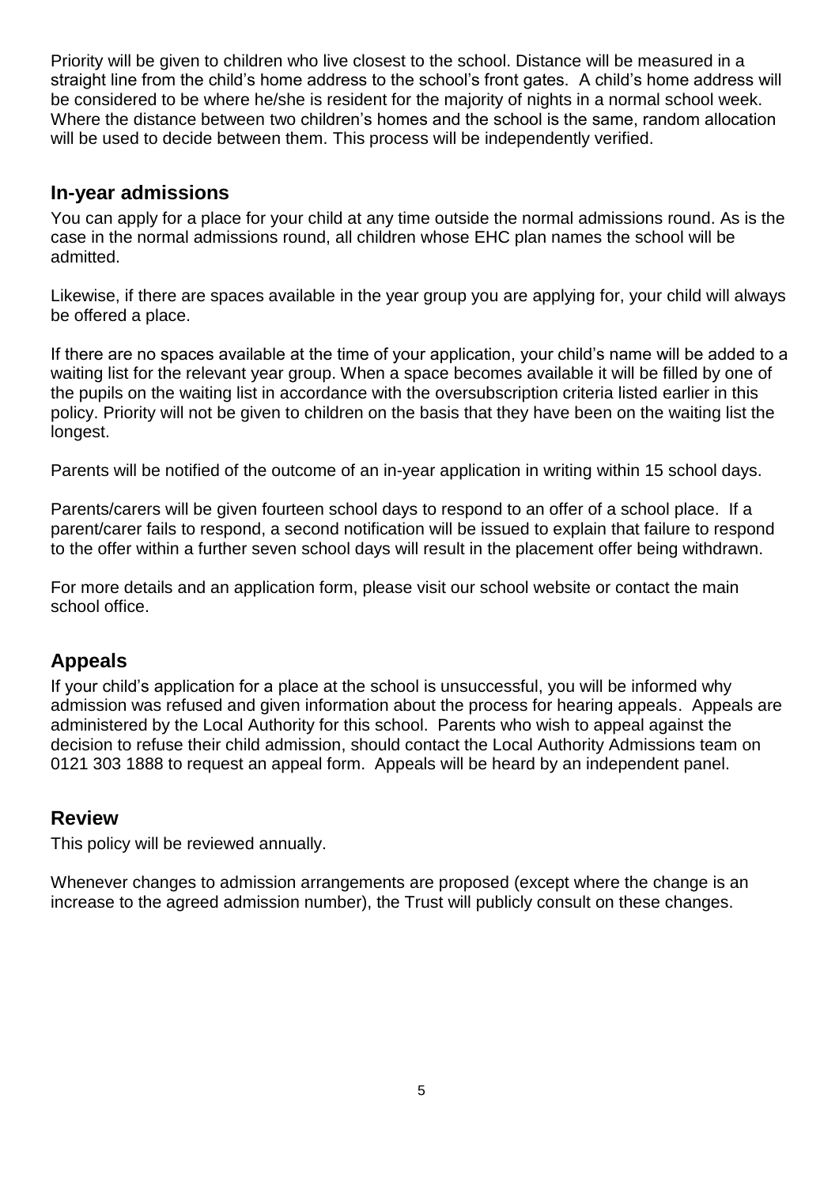Priority will be given to children who live closest to the school. Distance will be measured in a straight line from the child's home address to the school's front gates. A child's home address will be considered to be where he/she is resident for the majority of nights in a normal school week. Where the distance between two children's homes and the school is the same, random allocation will be used to decide between them. This process will be independently verified.

## In-year admissions

You can apply for a place for your child at any time outside the normal admissions round. As is the case in the normal admissions round, all children whose EHC plan names the school will be admitted.

Likewise, if there are spaces available in the year group you are applying for, your child will always be offered a place.

If there are no spaces available at the time of your application, your child's name will be added to a waiting list for the relevant year group. When a space becomes available it will be filled by one of the pupils on the waiting list in accordance with the oversubscription criteria listed earlier in this policy. Priority will not be given to children on the basis that they have been on the waiting list the longest.

Parents will be notified of the outcome of an in-year application in writing within 15 school days.

Parents/carers will be given fourteen school days to respond to an offer of a school place. If a parent/carer fails to respond, a second notification will be issued to explain that failure to respond to the offer within a further seven school days will result in the placement offer being withdrawn.

For more details and an application form, please visit our school website or contact the main school office.

## Appeals

If your child's application for a place at the school is unsuccessful, you will be informed why admission was refused and given information about the process for hearing appeals. Appeals are administered by the Local Authority for this school. Parents who wish to appeal against the decision to refuse their child admission, should contact the Local Authority Admissions team on 0121 303 1888 to request an appeal form. Appeals will be heard by an independent panel.

## Review

This policy will be reviewed annually.

Whenever changes to admission arrangements are proposed (except where the change is an increase to the agreed admission number), the Trust will publicly consult on these changes.